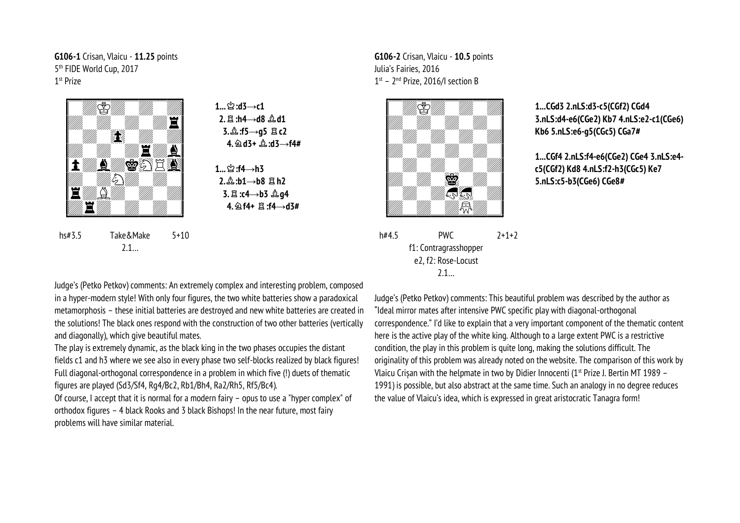**G106-1** Crisan, Vlaicu - **11.25** points
5th FIDE World Cup, 2017
1st Prize

hs#3.5 Take&Make 5+10
2.1...

**1...♔:d3→c1**
**2.♖:h4→d8 ♗d1**
**3.♗:f5→g5 ♖c2**
**4.♘d3+ ♗:d3→f4#**

**1...♔:f4→h3**
**2.♗:b1→b8 ♖h2**
**3.♖:c4→b3 ♗g4**
**4.♘f4+ ♖:f4→d3#**

Judge's (Petko Petkov) comments: An extremely complex and interesting problem, composed in a hyper-modern style! With only four figures, the two white batteries show a paradoxical metamorphosis – these initial batteries are destroyed and new white batteries are created in the solutions! The black ones respond with the construction of two other batteries (vertically and diagonally), which give beautiful mates.

The play is extremely dynamic, as the black king in the two phases occupies the distant fields c1 and h3 where we see also in every phase two self-blocks realized by black figures! Full diagonal-orthogonal correspondence in a problem in which five (!) duets of thematic figures are played (Sd3/Sf4, Rg4/Bc2, Rb1/Bh4, Ra2/Rh5, Rf5/Bc4).

Of course, I accept that it is normal for a modern fairy – opus to use a "hyper complex" of orthodox figures – 4 black Rooks and 3 black Bishops! In the near future, most fairy problems will have similar material.

**G106-2** Crisan, Vlaicu - **10.5** points
Julia's Fairies, 2016
1st – 2nd Prize, 2016/I section B

h#4.5 PWC 2+1+2
f1: Contragrasshopper
e2, f2: Rose-Locust
2.1...

**1...CGd3 2.nLS:d3-c5(CGf2) CGd4 3.nLS:d4-e6(CGe2) Kb7 4.nLS:e2-c1(CGe6) Kb6 5.nLS:e6-g5(CGc5) CGa7#**

**1...CGf4 2.nLS:f4-e6(CGe2) CGe4 3.nLS:e4-c5(CGf2) Kd8 4.nLS:f2-h3(CGc5) Ke7 5.nLS:c5-b3(CGe6) CGe8#**

Judge's (Petko Petkov) comments: This beautiful problem was described by the author as "Ideal mirror mates after intensive PWC specific play with diagonal-orthogonal correspondence." I'd like to explain that a very important component of the thematic content here is the active play of the white king. Although to a large extent PWC is a restrictive condition, the play in this problem is quite long, making the solutions difficult. The originality of this problem was already noted on the website. The comparison of this work by Vlaicu Crișan with the helpmate in two by Didier Innocenti (1st Prize J. Bertin MT 1989 – 1991) is possible, but also abstract at the same time. Such an analogy in no degree reduces the value of Vlaicu's idea, which is expressed in great aristocratic Tanagra form!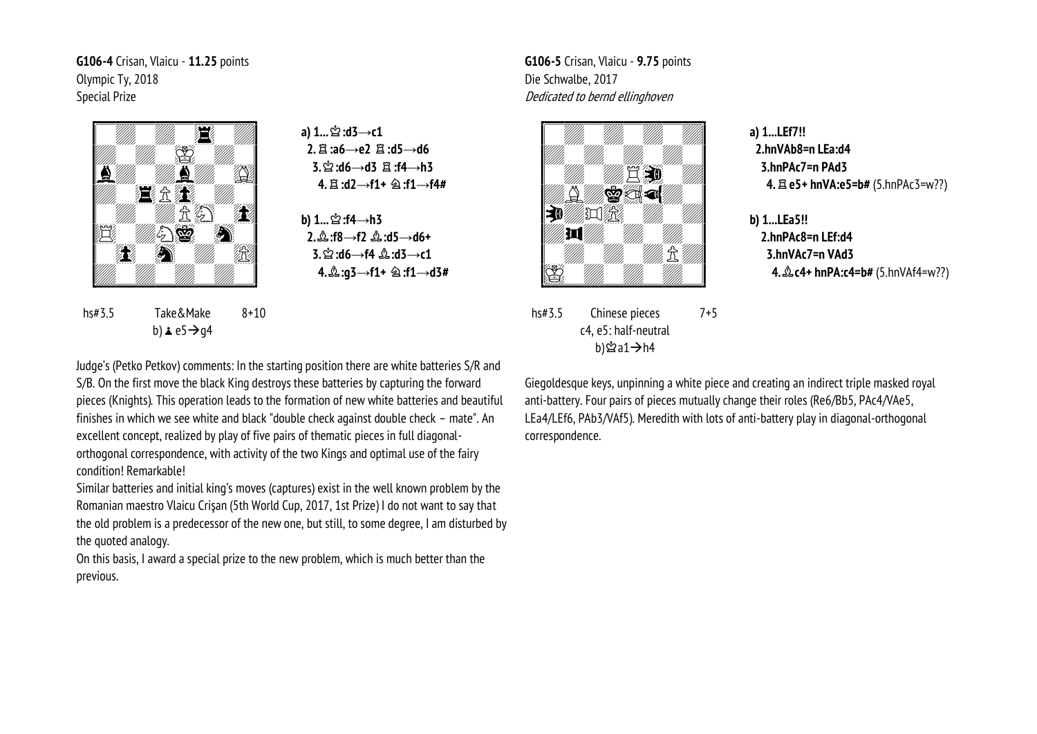**G106-4** Crisan, Vlaicu - **11.25** points
Olympic Ty, 2018
Special Prize

**a) 1...♔:d3→c1**
**2.♖:a6→e2 ♖:d5→d6**
**3.♔:d6→d3 ♖:f4→h3**
**4.♖:d2→f1+ ♘:f1→f4#**

**b) 1...♔:f4→h3**
**2.♗:f8→f2 ♗:d5→d6+**
**3.♔:d6→f4 ♗:d3→c1**
**4.♗:g3→f1+ ♘:f1→d3#**

hs#3.5 Take&Make 8+10
b) ♟ e5→g4

Judge's (Petko Petkov) comments: In the starting position there are white batteries S/R and S/B. On the first move the black King destroys these batteries by capturing the forward pieces (Knights). This operation leads to the formation of new white batteries and beautiful finishes in which we see white and black "double check against double check – mate". An excellent concept, realized by play of five pairs of thematic pieces in full diagonal-orthogonal correspondence, with activity of the two Kings and optimal use of the fairy condition! Remarkable!

Similar batteries and initial king's moves (captures) exist in the well known problem by the Romanian maestro Vlaicu Crişan (5th World Cup, 2017, 1st Prize) I do not want to say that the old problem is a predecessor of the new one, but still, to some degree, I am disturbed by the quoted analogy.

On this basis, I award a special prize to the new problem, which is much better than the previous.

**G106-5** Crisan, Vlaicu - **9.75** points
Die Schwalbe, 2017
*Dedicated to bernd ellinghoven*

**a) 1...LEf7!!**
**2.hnVAb8=n LEa:d4**
**3.hnPAc7=n PAd3**
**4.♖e5+ hnVA:e5=b#** (5.hnPAc3=w??)

**b) 1...LEa5!!**
**2.hnPAc8=n LEf:d4**
**3.hnVAc7=n VAd3**
**4.♗c4+ hnPA:c4=b#** (5.hnVAf4=w??)

hs#3.5 Chinese pieces 7+5
c4, e5: half-neutral
b)♔a1→h4

Giegoldesque keys, unpinning a white piece and creating an indirect triple masked royal anti-battery. Four pairs of pieces mutually change their roles (Re6/Bb5, PAc4/VAe5, LEa4/LEf6, PAb3/VAf5). Meredith with lots of anti-battery play in diagonal-orthogonal correspondence.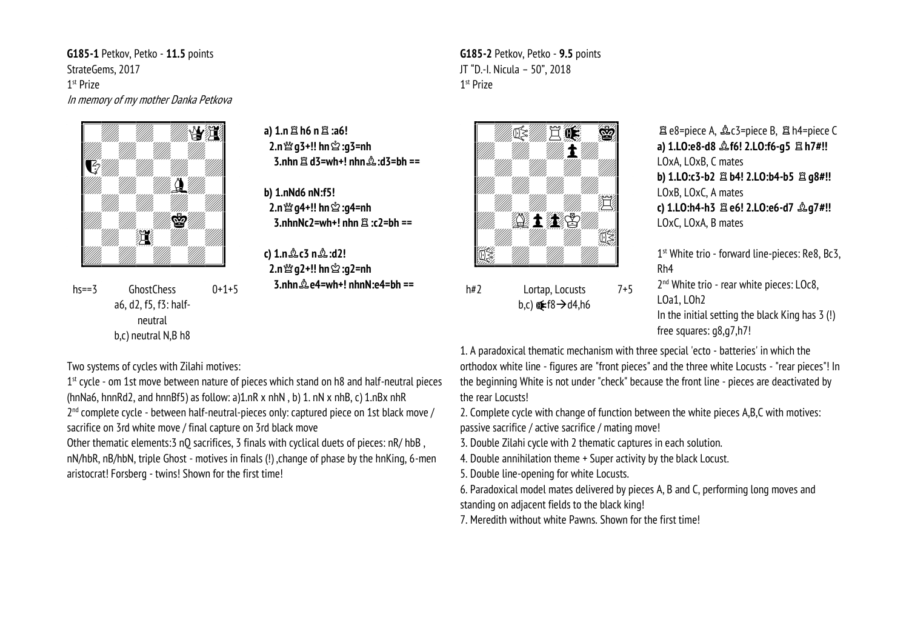**G185-1** Petkov, Petko - **11.5** points
StrateGems, 2017
1st Prize
*In memory of my mother Danka Petkova*

hs==3 GhostChess 0+1+5
a6, d2, f5, f3: half-neutral
b,c) neutral N,B h8

**a) 1.n♖h6 n♖:a6!**
**2.n♕g3+!! hn♔:g3=nh**
**3.nhn♖d3=wh+! nhn♗:d3=bh ==**

**b) 1.nNd6 nN:f5!**
**2.n♕g4+!! hn♔:g4=nh**
**3.nhnNc2=wh+! nhn♖:c2=bh ==**

**c) 1.n♗c3 n♗:d2!**
**2.n♕g2+!! hn♔:g2=nh**
**3.nhn♗e4=wh+! nhnN:e4=bh ==**

Two systems of cycles with Zilahi motives:
1st cycle - om 1st move between nature of pieces which stand on h8 and half-neutral pieces (hnNa6, hnnRd2, and hnnBf5) as follow: a)1.nR x nhN , b) 1. nN x nhB, c) 1.nBx nhR
2nd complete cycle - between half-neutral-pieces only: captured piece on 1st black move / sacrifice on 3rd white move / final capture on 3rd black move
Other thematic elements:3 nQ sacrifices, 3 finals with cyclical duets of pieces: nR/ hbB , nN/hbR, nB/hbN, triple Ghost - motives in finals (!) ,change of phase by the hnKing, 6-men aristocrat! Forsberg - twins! Shown for the first time!

**G185-2** Petkov, Petko - **9.5** points
JT "D.-I. Nicula – 50", 2018
1st Prize

h#2 Lortap, Locusts 7+5
b,c) f8→d4,h6

♖e8=piece A, ♗c3=piece B, ♖h4=piece C
**a) 1.LO:e8-d8 ♗f6! 2.LO:f6-g5 ♖h7#!!**
LOxA, LOxB, C mates
**b) 1.LO:c3-b2 ♖b4! 2.LO:b4-b5 ♖g8#!!**
LOxB, LOxC, A mates
**c) 1.LO:h4-h3 ♖e6! 2.LO:e6-d7 ♗g7#!!**
LOxC, LOxA, B mates

1st White trio - forward line-pieces: Re8, Bc3, Rh4
2nd White trio - rear white pieces: LOc8, LOa1, LOh2
In the initial setting the black King has 3 (!) free squares: g8,g7,h7!

1. A paradoxical thematic mechanism with three special 'ecto - batteries' in which the orthodox white line - figures are "front pieces" and the three white Locusts - "rear pieces"! In the beginning White is not under "check" because the front line - pieces are deactivated by the rear Locusts!
2. Complete cycle with change of function between the white pieces A,B,C with motives: passive sacrifice / active sacrifice / mating move!
3. Double Zilahi cycle with 2 thematic captures in each solution.
4. Double annihilation theme + Super activity by the black Locust.
5. Double line-opening for white Locusts.
6. Paradoxical model mates delivered by pieces A, B and C, performing long moves and standing on adjacent fields to the black king!
7. Meredith without white Pawns. Shown for the first time!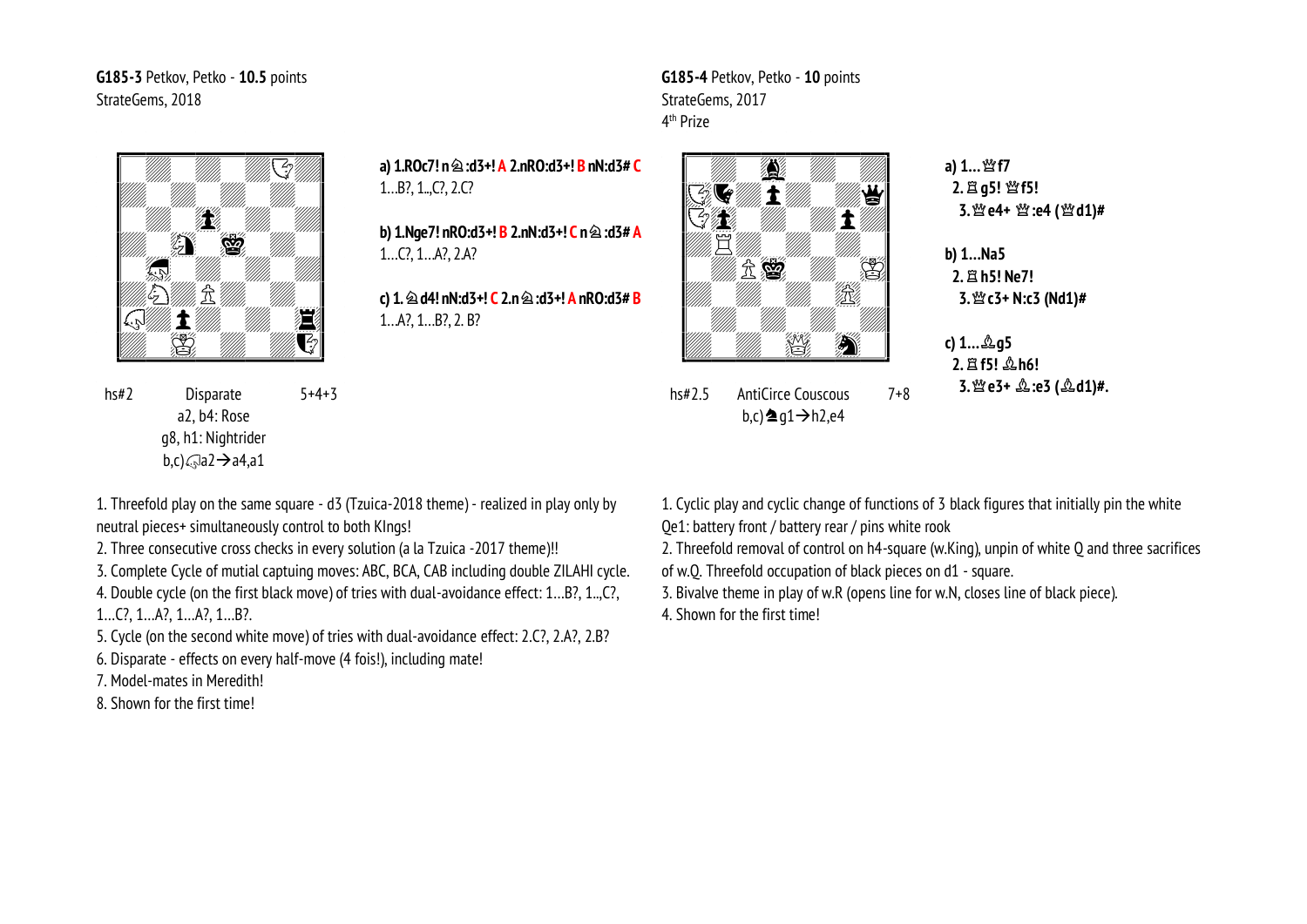**G185-3** Petkov, Petko - **10.5** points
StrateGems, 2018

**a) 1.ROc7! n♗:d3+! A 2.nRO:d3+! B nN:d3# C**
1...B?, 1..,C?, 2.C?

**b) 1.Nge7! nRO:d3+! B 2.nN:d3+! C n♗:d3# A**
1...C?, 1...A?, 2.A?

**c) 1.♗d4! nN:d3+! C 2.n♗:d3+! A nRO:d3# B**
1...A?, 1...B?, 2. B?

hs#2 Disparate 5+4+3
a2, b4: Rose
g8, h1: Nightrider
b,c)♘a2→a4,a1

1. Threefold play on the same square - d3 (Tzuica-2018 theme) - realized in play only by neutral pieces+ simultaneously control to both KIngs!
2. Three consecutive cross checks in every solution (a la Tzuica -2017 theme)!!
3. Complete Cycle of mutial capturing moves: ABC, BCA, CAB including double ZILAHI cycle.
4. Double cycle (on the first black move) of tries with dual-avoidance effect: 1...B?, 1..,C?, 1...C?, 1...A?, 1...A?, 1...B?.
5. Cycle (on the second white move) of tries with dual-avoidance effect: 2.C?, 2.A?, 2.B?
6. Disparate - effects on every half-move (4 fois!), including mate!
7. Model-mates in Meredith!
8. Shown for the first time!

**G185-4** Petkov, Petko - **10** points
StrateGems, 2017
4[th] Prize

**a) 1...♕f7**
**2.♖g5! ♕f5!**
**3.♕e4+ ♕:e4 (♕d1)#**

**b) 1...Na5**
**2.♖h5! Ne7!**
**3.♕c3+ N:c3 (Nd1)#**

**c) 1...♗g5**
**2.♖f5! ♗h6!**
**3.♕e3+ ♗:e3 (♗d1)#.**

hs#2.5 AntiCirce Couscous 7+8
b,c)♞g1→h2,e4

1. Cyclic play and cyclic change of functions of 3 black figures that initially pin the white Qe1: battery front / battery rear / pins white rook
2. Threefold removal of control on h4-square (w.King), unpin of white Q and three sacrifices of w.Q. Threefold occupation of black pieces on d1 - square.
3. Bivalve theme in play of w.R (opens line for w.N, closes line of black piece).
4. Shown for the first time!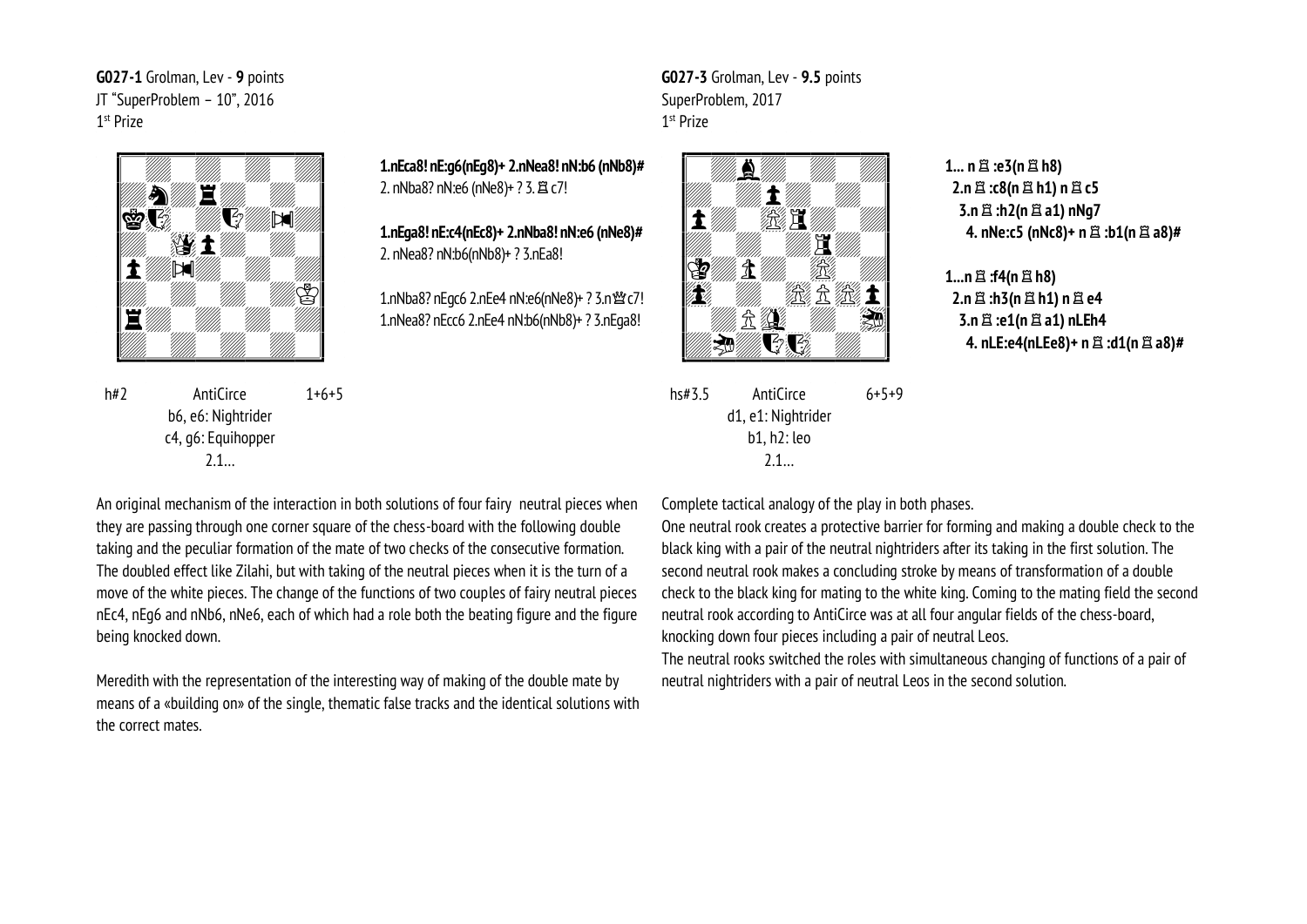**G027-1** Grolman, Lev - **9** points
JT "SuperProblem – 10", 2016
1st Prize

h#2 AntiCirce 1+6+5
b6, e6: Nightrider
c4, g6: Equihopper
2.1…

**1.nEca8! nE:g6(nEg8)+ 2.nNea8! nN:b6 (nNb8)#**
2. nNba8? nN:e6 (nNe8)+ ? 3.♖c7!

**1.nEga8! nE:c4(nEc8)+ 2.nNba8! nN:e6 (nNe8)#**
2. nNea8? nN:b6(nNb8)+ ? 3.nEa8!

1.nNba8? nEgc6 2.nEe4 nN:e6(nNe8)+ ? 3.n♕c7!
1.nNea8? nEcc6 2.nEe4 nN:b6(nNb8)+ ? 3.nEga8!

An original mechanism of the interaction in both solutions of four fairy neutral pieces when they are passing through one corner square of the chess-board with the following double taking and the peculiar formation of the mate of two checks of the consecutive formation. The doubled effect like Zilahi, but with taking of the neutral pieces when it is the turn of a move of the white pieces. The change of the functions of two couples of fairy neutral pieces nEc4, nEg6 and nNb6, nNe6, each of which had a role both the beating figure and the figure being knocked down.

Meredith with the representation of the interesting way of making of the double mate by means of a «building on» of the single, thematic false tracks and the identical solutions with the correct mates.

**G027-3** Grolman, Lev - **9.5** points
SuperProblem, 2017
1st Prize

hs#3.5 AntiCirce 6+5+9
d1, e1: Nightrider
b1, h2: leo
2.1…

**1… n♖:e3(n♖h8)**
**2.n♖:c8(n♖h1) n♖c5**
**3.n♖:h2(n♖a1) nNg7**
**4. nNe:c5 (nNc8)+ n♖:b1(n♖a8)#**

**1…n♖:f4(n♖h8)**
**2.n♖:h3(n♖h1) n♖e4**
**3.n♖:e1(n♖a1) nLEh4**
**4. nLE:e4(nLEe8)+ n♖:d1(n♖a8)#**

Complete tactical analogy of the play in both phases.
One neutral rook creates a protective barrier for forming and making a double check to the black king with a pair of the neutral nightriders after its taking in the first solution. The second neutral rook makes a concluding stroke by means of transformation of a double check to the black king for mating to the white king. Coming to the mating field the second neutral rook according to AntiCirce was at all four angular fields of the chess-board, knocking down four pieces including a pair of neutral Leos.
The neutral rooks switched the roles with simultaneous changing of functions of a pair of neutral nightriders with a pair of neutral Leos in the second solution.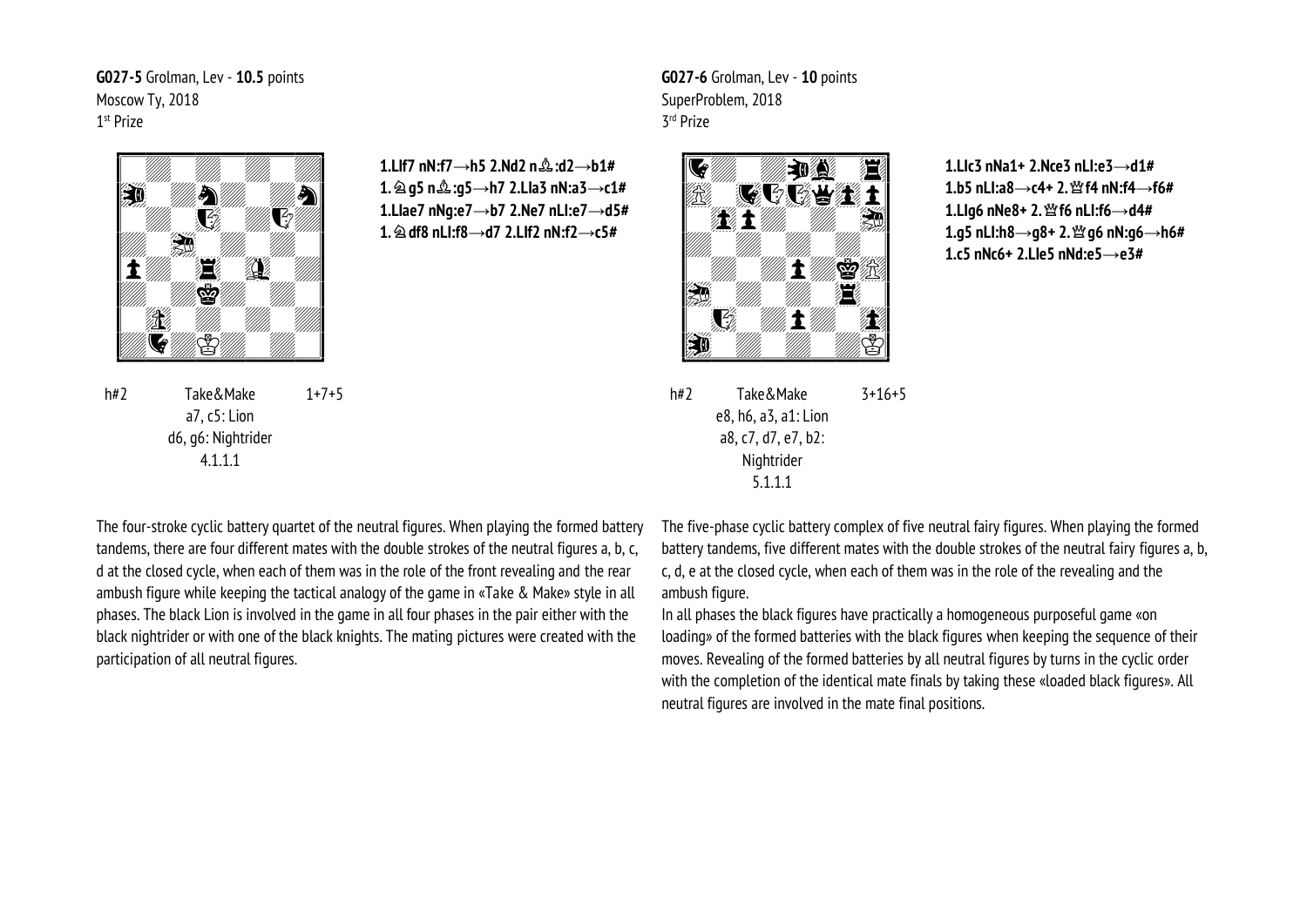**G027-5** Grolman, Lev - **10.5** points
Moscow Ty, 2018
1st Prize

h#2 Take&Make 1+7+5
a7, c5: Lion
d6, g6: Nightrider
4.1.1.1

**1.LIf7 nN:f7→h5 2.Nd2 n♗:d2→b1#**
**1.♘g5 n♗:g5→h7 2.LIa3 nN:a3→c1#**
**1.LIae7 nNg:e7→b7 2.Ne7 nLI:e7→d5#**
**1.♘df8 nLI:f8→d7 2.LIf2 nN:f2→c5#**

The four-stroke cyclic battery quartet of the neutral figures. When playing the formed battery tandems, there are four different mates with the double strokes of the neutral figures a, b, c, d at the closed cycle, when each of them was in the role of the front revealing and the rear ambush figure while keeping the tactical analogy of the game in «Take & Make» style in all phases. The black Lion is involved in the game in all four phases in the pair either with the black nightrider or with one of the black knights. The mating pictures were created with the participation of all neutral figures.

**G027-6** Grolman, Lev - **10** points
SuperProblem, 2018
3rd Prize

h#2 Take&Make 3+16+5
e8, h6, a3, a1: Lion
a8, c7, d7, e7, b2: Nightrider
5.1.1.1

**1.LIc3 nNa1+ 2.Nce3 nLI:e3→d1#**
**1.b5 nLI:a8→c4+ 2.♕f4 nN:f4→f6#**
**1.LIg6 nNe8+ 2.♕f6 nLI:f6→d4#**
**1.g5 nLI:h8→g8+ 2.♕g6 nN:g6→h6#**
**1.c5 nNc6+ 2.LIe5 nNd:e5→e3#**

The five-phase cyclic battery complex of five neutral fairy figures. When playing the formed battery tandems, five different mates with the double strokes of the neutral fairy figures a, b, c, d, e at the closed cycle, when each of them was in the role of the revealing and the ambush figure.

In all phases the black figures have practically a homogeneous purposeful game «on loading» of the formed batteries with the black figures when keeping the sequence of their moves. Revealing of the formed batteries by all neutral figures by turns in the cyclic order with the completion of the identical mate finals by taking these «loaded black figures». All neutral figures are involved in the mate final positions.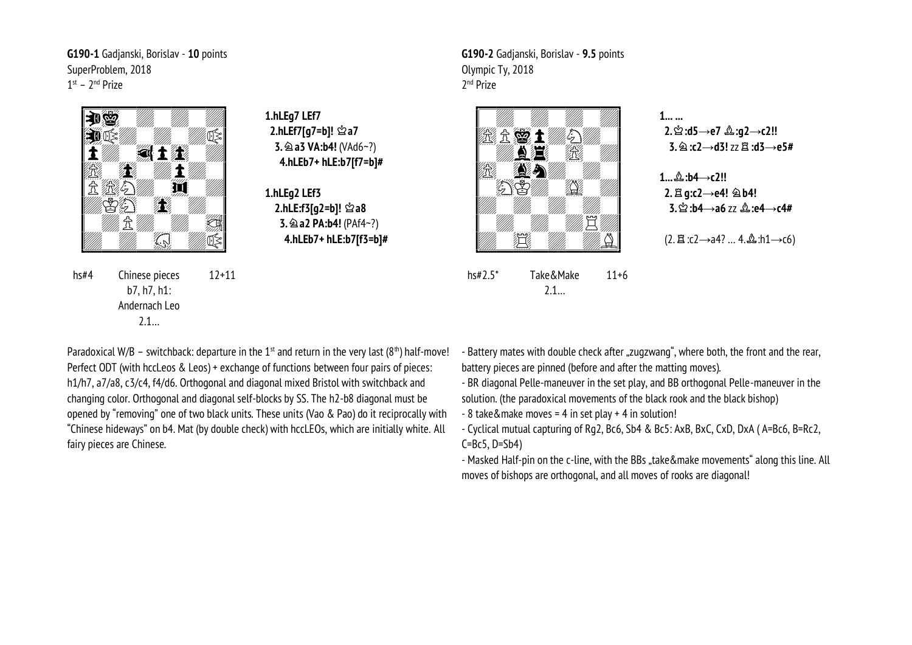**G190-1** Gadjanski, Borislav - **10** points
SuperProblem, 2018
1st – 2nd Prize

hs#4 Chinese pieces 12+11
b7, h7, h1:
Andernach Leo
2.1...

**1.hLEg7 LEf7**
**2.hLEf7[g7=b]! ♔a7**
**3.♘a3 VA:b4!** (VAd6~?)
**4.hLEb7+ hLE:b7[f7=b]#**

**1.hLEg2 LEf3**
**2.hLE:f3[g2=b]! ♔a8**
**3.♘a2 PA:b4!** (PAf4~?)
**4.hLEb7+ hLE:b7[f3=b]#**

Paradoxical W/B – switchback: departure in the 1st and return in the very last (8th) half-move! Perfect ODT (with hccLeos & Leos) + exchange of functions between four pairs of pieces: h1/h7, a7/a8, c3/c4, f4/d6. Orthogonal and diagonal mixed Bristol with switchback and changing color. Orthogonal and diagonal self-blocks by SS. The h2-b8 diagonal must be opened by "removing" one of two black units. These units (Vao & Pao) do it reciprocally with "Chinese hideways" on b4. Mat (by double check) with hccLEOs, which are initially white. All fairy pieces are Chinese.

**G190-2** Gadjanski, Borislav - **9.5** points
Olympic Ty, 2018
2nd Prize

hs#2.5* Take&Make 11+6
2.1...

**1... ...**
**2.♔:d5→e7 ♗:g2→c2!!**
**3.♘:c2→d3! zz ♖:d3→e5#**

**1...♗:b4→c2!!**
**2.♖g:c2→e4! ♘b4!**
**3.♔:b4→a6 zz ♗:e4→c4#**

(2.♖:c2→a4? ... 4.♗:h1→c6)

- Battery mates with double check after „zugzwang", where both, the front and the rear, battery pieces are pinned (before and after the matting moves).
- BR diagonal Pelle-maneuver in the set play, and BB orthogonal Pelle-maneuver in the solution. (the paradoxical movements of the black rook and the black bishop)
- 8 take&make moves = 4 in set play + 4 in solution!
- Cyclical mutual capturing of Rg2, Bc6, Sb4 & Bc5: AxB, BxC, CxD, DxA ( A=Bc6, B=Rc2, C=Bc5, D=Sb4)
- Masked Half-pin on the c-line, with the BBs „take&make movements" along this line. All moves of bishops are orthogonal, and all moves of rooks are diagonal!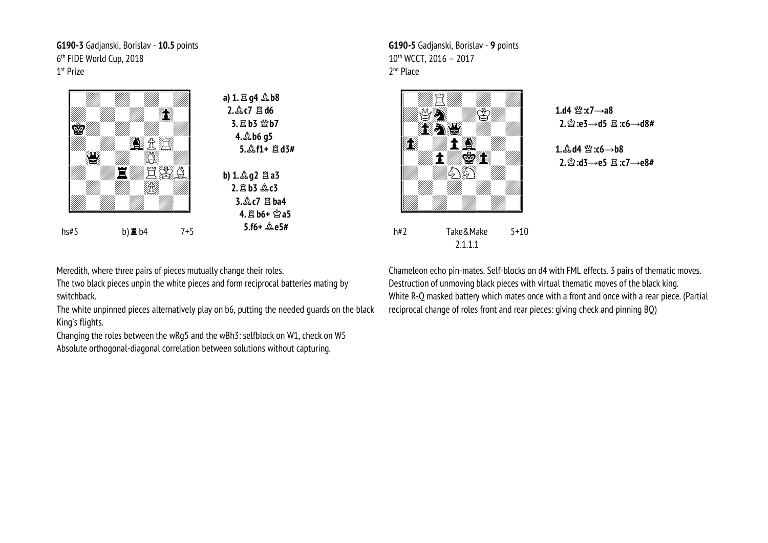**G190-3** Gadjanski, Borislav - **10.5** points
6th FIDE World Cup, 2018
1st Prize

hs#5 b) ♜b4 7+5

**a) 1.♖g4 ♗b8**
**2.♗c7 ♖d6**
**3.♖b3 ♕b7**
**4.♗b6 g5**
**5.♗f1+ ♖d3#**

**b) 1.♗g2 ♖a3**
**2.♖b3 ♗c3**
**3.♗c7 ♖ba4**
**4.♖b6+ ♔a5**
**5.f6+ ♗e5#**

Meredith, where three pairs of pieces mutually change their roles.

The two black pieces unpin the white pieces and form reciprocal batteries mating by switchback.

The white unpinned pieces alternatively play on b6, putting the needed guards on the black King's flights.

Changing the roles between the wRg5 and the wBh3: selfblock on W1, check on W5

Absolute orthogonal-diagonal correlation between solutions without capturing.

**G190-5** Gadjanski, Borislav - **9** points
10th WCCT, 2016 – 2017
2nd Place

h#2 Take&Make 5+10
2.1.1.1

**1.d4 ♕:c7→a8**
**2.♔:e3→d5 ♖:c6→d8#**

**1.♗d4 ♕:c6→b8**
**2.♔:d3→e5 ♖:c7→e8#**

Chameleon echo pin-mates. Self-blocks on d4 with FML effects. 3 pairs of thematic moves.

Destruction of unmoving black pieces with virtual thematic moves of the black king.

White R-Q masked battery which mates once with a front and once with a rear piece. (Partial reciprocal change of roles front and rear pieces: giving check and pinning BQ)